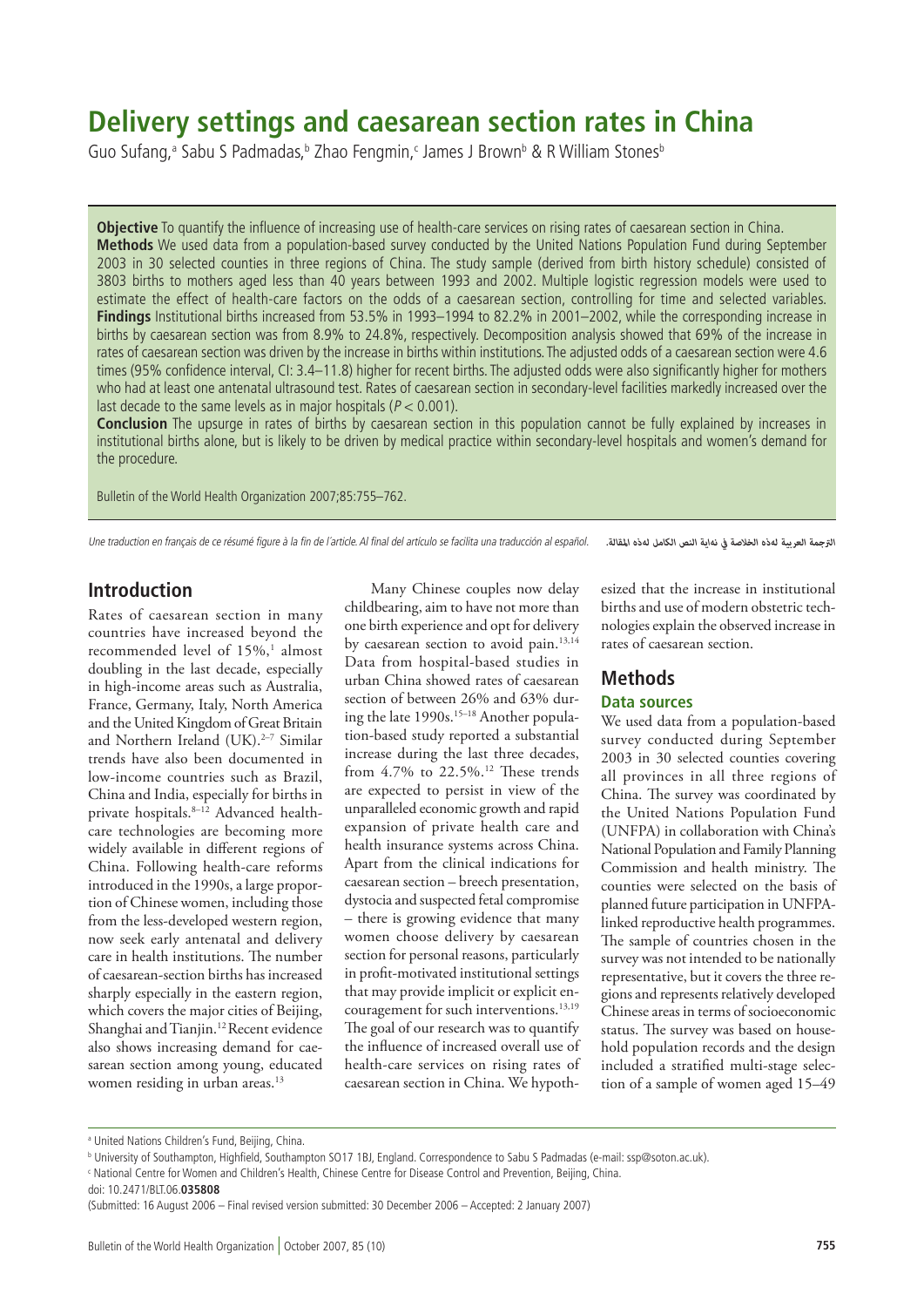# Delivery settings and caesarean section rates in China

Guo Sufang,[a] Sabu S Padmadas,[b] Zhao Fengmin,[c] James J Brown[b] & R William Stones[b]

**Objective** To quantify the influence of increasing use of health-care services on rising rates of caesarean section in China.

**Methods** We used data from a population-based survey conducted by the United Nations Population Fund during September 2003 in 30 selected counties in three regions of China. The study sample (derived from birth history schedule) consisted of 3803 births to mothers aged less than 40 years between 1993 and 2002. Multiple logistic regression models were used to estimate the effect of health-care factors on the odds of a caesarean section, controlling for time and selected variables.

**Findings** Institutional births increased from 53.5% in 1993–1994 to 82.2% in 2001–2002, while the corresponding increase in births by caesarean section was from 8.9% to 24.8%, respectively. Decomposition analysis showed that 69% of the increase in rates of caesarean section was driven by the increase in births within institutions. The adjusted odds of a caesarean section were 4.6 times (95% confidence interval, CI: 3.4–11.8) higher for recent births. The adjusted odds were also significantly higher for mothers who had at least one antenatal ultrasound test. Rates of caesarean section in secondary-level facilities markedly increased over the last decade to the same levels as in major hospitals ($P < 0.001$).

**Conclusion** The upsurge in rates of births by caesarean section in this population cannot be fully explained by increases in institutional births alone, but is likely to be driven by medical practice within secondary-level hospitals and women's demand for the procedure.

Bulletin of the World Health Organization 2007;85:755–762.

*Une traduction en français de ce résumé figure à la fin de l'article. Al final del artículo se facilita una traducción al español.* الترجمة العربية لهذه الخلاصة في نهاية النص الكامل لهذه المقالة.

## Introduction

Rates of caesarean section in many countries have increased beyond the recommended level of 15%,[1] almost doubling in the last decade, especially in high-income areas such as Australia, France, Germany, Italy, North America and the United Kingdom of Great Britain and Northern Ireland (UK).[2–7] Similar trends have also been documented in low-income countries such as Brazil, China and India, especially for births in private hospitals.[8–12] Advanced health-care technologies are becoming more widely available in different regions of China. Following health-care reforms introduced in the 1990s, a large proportion of Chinese women, including those from the less-developed western region, now seek early antenatal and delivery care in health institutions. The number of caesarean-section births has increased sharply especially in the eastern region, which covers the major cities of Beijing, Shanghai and Tianjin.[12] Recent evidence also shows increasing demand for caesarean section among young, educated women residing in urban areas.[13]

Many Chinese couples now delay childbearing, aim to have not more than one birth experience and opt for delivery by caesarean section to avoid pain.[13,14] Data from hospital-based studies in urban China showed rates of caesarean section of between 26% and 63% during the late 1990s.[15–18] Another population-based study reported a substantial increase during the last three decades, from 4.7% to 22.5%.[12] These trends are expected to persist in view of the unparalleled economic growth and rapid expansion of private health care and health insurance systems across China. Apart from the clinical indications for caesarean section – breech presentation, dystocia and suspected fetal compromise – there is growing evidence that many women choose delivery by caesarean section for personal reasons, particularly in profit-motivated institutional settings that may provide implicit or explicit encouragement for such interventions.[13,19] The goal of our research was to quantify the influence of increased overall use of health-care services on rising rates of caesarean section in China. We hypothesized that the increase in institutional births and use of modern obstetric technologies explain the observed increase in rates of caesarean section.

## Methods

### Data sources

We used data from a population-based survey conducted during September 2003 in 30 selected counties covering all provinces in all three regions of China. The survey was coordinated by the United Nations Population Fund (UNFPA) in collaboration with China's National Population and Family Planning Commission and health ministry. The counties were selected on the basis of planned future participation in UNFPA-linked reproductive health programmes. The sample of countries chosen in the survey was not intended to be nationally representative, but it covers the three regions and represents relatively developed Chinese areas in terms of socioeconomic status. The survey was based on household population records and the design included a stratified multi-stage selection of a sample of women aged 15–49

---

[a] United Nations Children's Fund, Beijing, China.

[b] University of Southampton, Highfield, Southampton SO17 1BJ, England. Correspondence to Sabu S Padmadas (e-mail: ssp@soton.ac.uk).

[c] National Centre for Women and Children's Health, Chinese Centre for Disease Control and Prevention, Beijing, China.

doi: 10.2471/BLT.06.**035808**

(Submitted: 16 August 2006 – Final revised version submitted: 30 December 2006 – Accepted: 2 January 2007)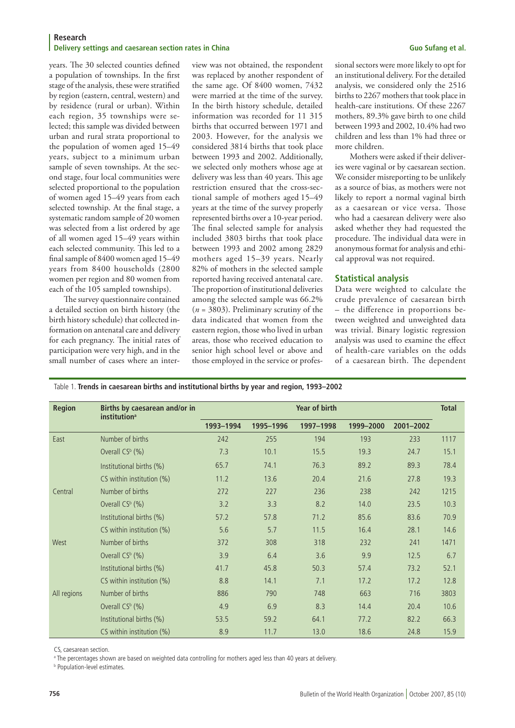years. The 30 selected counties defined a population of townships. In the first stage of the analysis, these were stratified by region (eastern, central, western) and by residence (rural or urban). Within each region, 35 townships were selected; this sample was divided between urban and rural strata proportional to the population of women aged 15–49 years, subject to a minimum urban sample of seven townships. At the second stage, four local communities were selected proportional to the population of women aged 15–49 years from each selected township. At the final stage, a systematic random sample of 20 women was selected from a list ordered by age of all women aged 15–49 years within each selected community. This led to a final sample of 8400 women aged 15–49 years from 8400 households (2800 women per region and 80 women from each of the 105 sampled townships).

The survey questionnaire contained a detailed section on birth history (the birth history schedule) that collected information on antenatal care and delivery for each pregnancy. The initial rates of participation were very high, and in the small number of cases where an interview was not obtained, the respondent was replaced by another respondent of the same age. Of 8400 women, 7432 were married at the time of the survey. In the birth history schedule, detailed information was recorded for 11 315 births that occurred between 1971 and 2003. However, for the analysis we considered 3814 births that took place between 1993 and 2002. Additionally, we selected only mothers whose age at delivery was less than 40 years. This age restriction ensured that the cross-sectional sample of mothers aged 15–49 years at the time of the survey properly represented births over a 10-year period. The final selected sample for analysis included 3803 births that took place between 1993 and 2002 among 2829 mothers aged 15–39 years. Nearly 82% of mothers in the selected sample reported having received antenatal care. The proportion of institutional deliveries among the selected sample was 66.2% ($n$ = 3803). Preliminary scrutiny of the data indicated that women from the eastern region, those who lived in urban areas, those who received education to senior high school level or above and those employed in the service or professional sectors were more likely to opt for an institutional delivery. For the detailed analysis, we considered only the 2516 births to 2267 mothers that took place in health-care institutions. Of these 2267 mothers, 89.3% gave birth to one child between 1993 and 2002, 10.4% had two children and less than 1% had three or more children.

Mothers were asked if their deliveries were vaginal or by caesarean section. We consider misreporting to be unlikely as a source of bias, as mothers were not likely to report a normal vaginal birth as a caesarean or vice versa. Those who had a caesarean delivery were also asked whether they had requested the procedure. The individual data were in anonymous format for analysis and ethical approval was not required.

## Statistical analysis

Data were weighted to calculate the crude prevalence of caesarean birth – the difference in proportions between weighted and unweighted data was trivial. Binary logistic regression analysis was used to examine the effect of health-care variables on the odds of a caesarean birth. The dependent

Table 1. **Trends in caesarean births and institutional births by year and region, 1993–2002**

| Region | Births by caesarean and/or in institution[a] | Year of birth | | | | | Total |
|---|---|---|---|---|---|---|---|
| | | 1993–1994 | 1995–1996 | 1997–1998 | 1999–2000 | 2001–2002 | |
| East | Number of births | 242 | 255 | 194 | 193 | 233 | 1117 |
| | Overall CS[b] (%) | 7.3 | 10.1 | 15.5 | 19.3 | 24.7 | 15.1 |
| | Institutional births (%) | 65.7 | 74.1 | 76.3 | 89.2 | 89.3 | 78.4 |
| | CS within institution (%) | 11.2 | 13.6 | 20.4 | 21.6 | 27.8 | 19.3 |
| Central | Number of births | 272 | 227 | 236 | 238 | 242 | 1215 |
| | Overall CS[b] (%) | 3.2 | 3.3 | 8.2 | 14.0 | 23.5 | 10.3 |
| | Institutional births (%) | 57.2 | 57.8 | 71.2 | 85.6 | 83.6 | 70.9 |
| | CS within institution (%) | 5.6 | 5.7 | 11.5 | 16.4 | 28.1 | 14.6 |
| West | Number of births | 372 | 308 | 318 | 232 | 241 | 1471 |
| | Overall CS[b] (%) | 3.9 | 6.4 | 3.6 | 9.9 | 12.5 | 6.7 |
| | Institutional births (%) | 41.7 | 45.8 | 50.3 | 57.4 | 73.2 | 52.1 |
| | CS within institution (%) | 8.8 | 14.1 | 7.1 | 17.2 | 17.2 | 12.8 |
| All regions | Number of births | 886 | 790 | 748 | 663 | 716 | 3803 |
| | Overall CS[b] (%) | 4.9 | 6.9 | 8.3 | 14.4 | 20.4 | 10.6 |
| | Institutional births (%) | 53.5 | 59.2 | 64.1 | 77.2 | 82.2 | 66.3 |
| | CS within institution (%) | 8.9 | 11.7 | 13.0 | 18.6 | 24.8 | 15.9 |

CS, caesarean section.

[a] The percentages shown are based on weighted data controlling for mothers aged less than 40 years at delivery.

[b] Population-level estimates.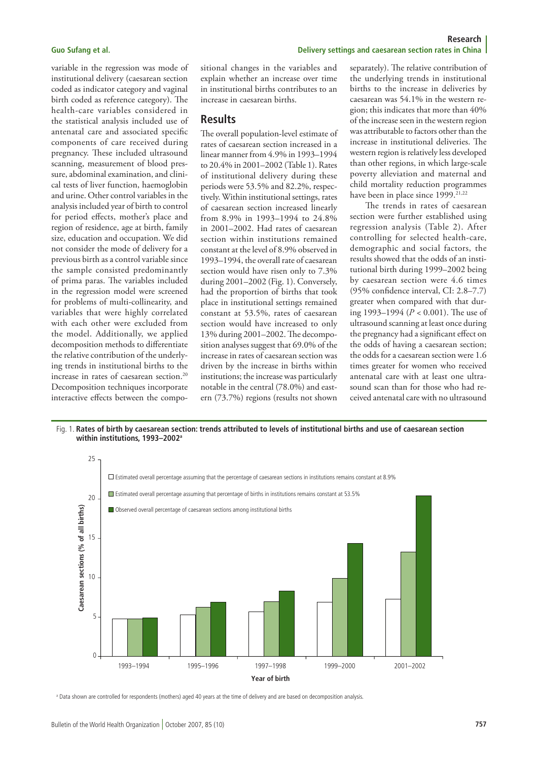variable in the regression was mode of institutional delivery (caesarean section coded as indicator category and vaginal birth coded as reference category). The health-care variables considered in the statistical analysis included use of antenatal care and associated specific components of care received during pregnancy. These included ultrasound scanning, measurement of blood pressure, abdominal examination, and clinical tests of liver function, haemoglobin and urine. Other control variables in the analysis included year of birth to control for period effects, mother's place and region of residence, age at birth, family size, education and occupation. We did not consider the mode of delivery for a previous birth as a control variable since the sample consisted predominantly of prima paras. The variables included in the regression model were screened for problems of multi-collinearity, and variables that were highly correlated with each other were excluded from the model. Additionally, we applied decomposition methods to differentiate the relative contribution of the underlying trends in institutional births to the increase in rates of caesarean section.[20] Decomposition techniques incorporate interactive effects between the compositional changes in the variables and explain whether an increase over time in institutional births contributes to an increase in caesarean births.

## Results

The overall population-level estimate of rates of caesarean section increased in a linear manner from 4.9% in 1993–1994 to 20.4% in 2001–2002 (Table 1). Rates of institutional delivery during these periods were 53.5% and 82.2%, respectively. Within institutional settings, rates of caesarean section increased linearly from 8.9% in 1993–1994 to 24.8% in 2001–2002. Had rates of caesarean section within institutions remained constant at the level of 8.9% observed in 1993–1994, the overall rate of caesarean section would have risen only to 7.3% during 2001–2002 (Fig. 1). Conversely, had the proportion of births that took place in institutional settings remained constant at 53.5%, rates of caesarean section would have increased to only 13% during 2001–2002. The decomposition analyses suggest that 69.0% of the increase in rates of caesarean section was driven by the increase in births within institutions; the increase was particularly notable in the central (78.0%) and eastern (73.7%) regions (results not shown separately). The relative contribution of the underlying trends in institutional births to the increase in deliveries by caesarean was 54.1% in the western region; this indicates that more than 40% of the increase seen in the western region was attributable to factors other than the increase in institutional deliveries. The western region is relatively less developed than other regions, in which large-scale poverty alleviation and maternal and child mortality reduction programmes have been in place since 1999.[21,22]

The trends in rates of caesarean section were further established using regression analysis (Table 2). After controlling for selected health-care, demographic and social factors, the results showed that the odds of an institutional birth during 1999–2002 being by caesarean section were 4.6 times (95% confidence interval, CI: 2.8–7.7) greater when compared with that during 1993–1994 ($P < 0.001$). The use of ultrasound scanning at least once during the pregnancy had a significant effect on the odds of having a caesarean section; the odds for a caesarean section were 1.6 times greater for women who received antenatal care with at least one ultrasound scan than for those who had received antenatal care with no ultrasound

Fig. 1. **Rates of birth by caesarean section: trends attributed to levels of institutional births and use of caesarean section within institutions, 1993–2002[a]**

| Year of birth | Estimated overall percentage assuming that the percentage of caesarean sections in institutions remains constant at 8.9% | Estimated overall percentage assuming that percentage of births in institutions remains constant at 53.5% | Observed overall percentage of caesarean sections among institutional births |
|---|---|---|---|
| 1993–1994 | ~4.8 | ~4.8 | ~4.9 |
| 1995–1996 | ~5.3 | ~6.3 | ~6.9 |
| 1997–1998 | ~5.7 | ~7.0 | ~8.3 |
| 1999–2000 | ~6.9 | ~9.9 | ~14.4 |
| 2001–2002 | ~7.3 | ~13.3 | ~20.4 |

Y-axis: Caesarean sections (% of all births); X-axis: Year of birth

[a] Data shown are controlled for respondents (mothers) aged 40 years at the time of delivery and are based on decomposition analysis.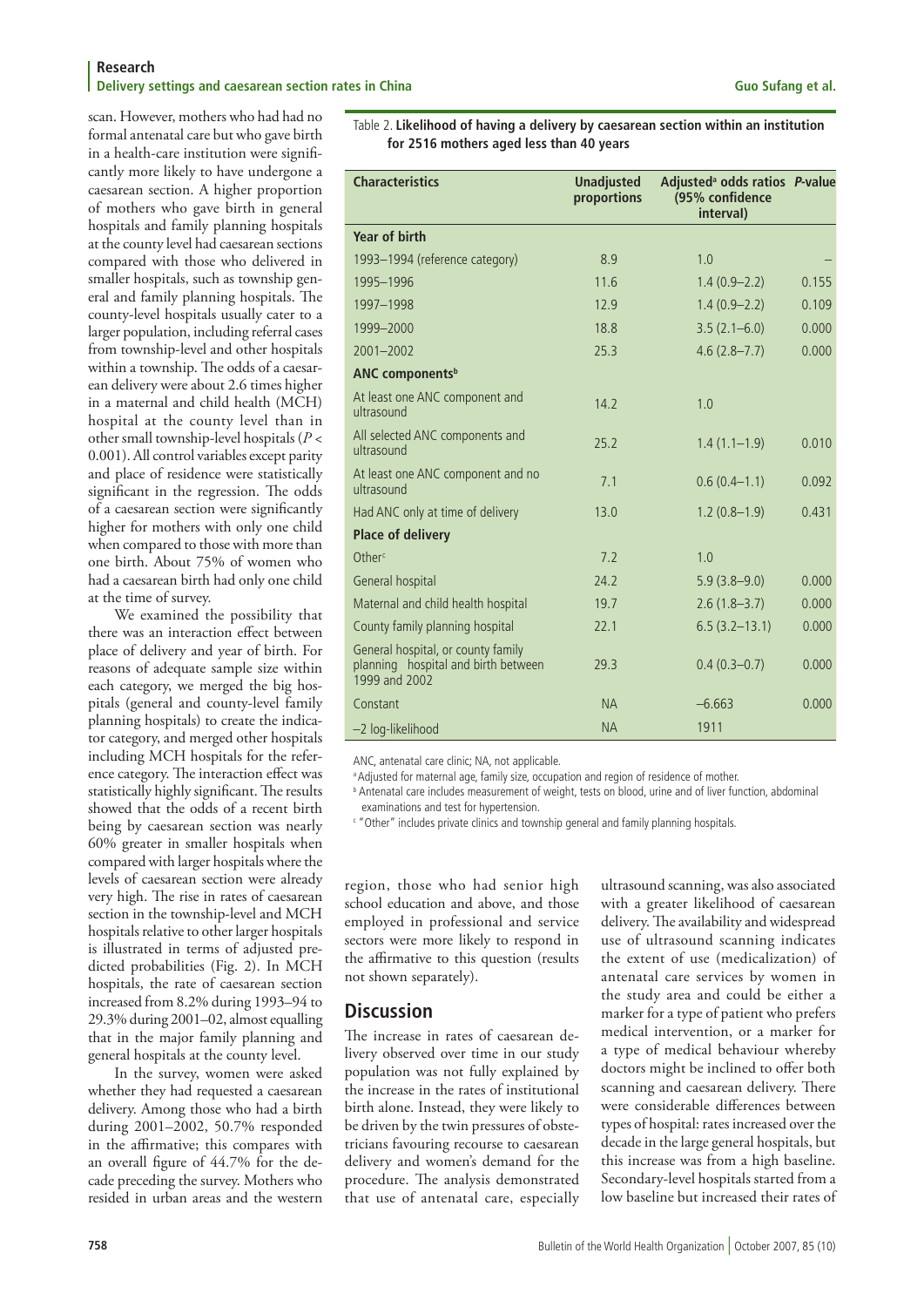scan. However, mothers who had had no formal antenatal care but who gave birth in a health-care institution were significantly more likely to have undergone a caesarean section. A higher proportion of mothers who gave birth in general hospitals and family planning hospitals at the county level had caesarean sections compared with those who delivered in smaller hospitals, such as township general and family planning hospitals. The county-level hospitals usually cater to a larger population, including referral cases from township-level and other hospitals within a township. The odds of a caesarean delivery were about 2.6 times higher in a maternal and child health (MCH) hospital at the county level than in other small township-level hospitals ($P < 0.001$). All control variables except parity and place of residence were statistically significant in the regression. The odds of a caesarean section were significantly higher for mothers with only one child when compared to those with more than one birth. About 75% of women who had a caesarean birth had only one child at the time of survey.

We examined the possibility that there was an interaction effect between place of delivery and year of birth. For reasons of adequate sample size within each category, we merged the big hospitals (general and county-level family planning hospitals) to create the indicator category, and merged other hospitals including MCH hospitals for the reference category. The interaction effect was statistically highly significant. The results showed that the odds of a recent birth being by caesarean section was nearly 60% greater in smaller hospitals when compared with larger hospitals where the levels of caesarean section were already very high. The rise in rates of caesarean section in the township-level and MCH hospitals relative to other larger hospitals is illustrated in terms of adjusted predicted probabilities (Fig. 2). In MCH hospitals, the rate of caesarean section increased from 8.2% during 1993–94 to 29.3% during 2001–02, almost equalling that in the major family planning and general hospitals at the county level.

In the survey, women were asked whether they had requested a caesarean delivery. Among those who had a birth during 2001–2002, 50.7% responded in the affirmative; this compares with an overall figure of 44.7% for the decade preceding the survey. Mothers who resided in urban areas and the western region, those who had senior high school education and above, and those employed in professional and service sectors were more likely to respond in the affirmative to this question (results not shown separately).

Table 2. **Likelihood of having a delivery by caesarean section within an institution for 2516 mothers aged less than 40 years**

| Characteristics | Unadjusted proportions | Adjusted[a] odds ratios (95% confidence interval) | *P*-value |
|---|---|---|---|
| **Year of birth** | | | |
| 1993–1994 (reference category) | 8.9 | 1.0 | – |
| 1995–1996 | 11.6 | 1.4 (0.9–2.2) | 0.155 |
| 1997–1998 | 12.9 | 1.4 (0.9–2.2) | 0.109 |
| 1999–2000 | 18.8 | 3.5 (2.1–6.0) | 0.000 |
| 2001–2002 | 25.3 | 4.6 (2.8–7.7) | 0.000 |
| **ANC components[b]** | | | |
| At least one ANC component and ultrasound | 14.2 | 1.0 | |
| All selected ANC components and ultrasound | 25.2 | 1.4 (1.1–1.9) | 0.010 |
| At least one ANC component and no ultrasound | 7.1 | 0.6 (0.4–1.1) | 0.092 |
| Had ANC only at time of delivery | 13.0 | 1.2 (0.8–1.9) | 0.431 |
| **Place of delivery** | | | |
| Other[c] | 7.2 | 1.0 | |
| General hospital | 24.2 | 5.9 (3.8–9.0) | 0.000 |
| Maternal and child health hospital | 19.7 | 2.6 (1.8–3.7) | 0.000 |
| County family planning hospital | 22.1 | 6.5 (3.2–13.1) | 0.000 |
| General hospital, or county family planning hospital and birth between 1999 and 2002 | 29.3 | 0.4 (0.3–0.7) | 0.000 |
| Constant | NA | –6.663 | 0.000 |
| –2 log-likelihood | NA | 1911 | |

ANC, antenatal care clinic; NA, not applicable.

[a] Adjusted for maternal age, family size, occupation and region of residence of mother.

[b] Antenatal care includes measurement of weight, tests on blood, urine and of liver function, abdominal examinations and test for hypertension.

[c] "Other" includes private clinics and township general and family planning hospitals.

## Discussion

The increase in rates of caesarean delivery observed over time in our study population was not fully explained by the increase in the rates of institutional birth alone. Instead, they were likely to be driven by the twin pressures of obstetricians favouring recourse to caesarean delivery and women's demand for the procedure. The analysis demonstrated that use of antenatal care, especially ultrasound scanning, was also associated with a greater likelihood of caesarean delivery. The availability and widespread use of ultrasound scanning indicates the extent of use (medicalization) of antenatal care services by women in the study area and could be either a marker for a type of patient who prefers medical intervention, or a marker for a type of medical behaviour whereby doctors might be inclined to offer both scanning and caesarean delivery. There were considerable differences between types of hospital: rates increased over the decade in the large general hospitals, but this increase was from a high baseline. Secondary-level hospitals started from a low baseline but increased their rates of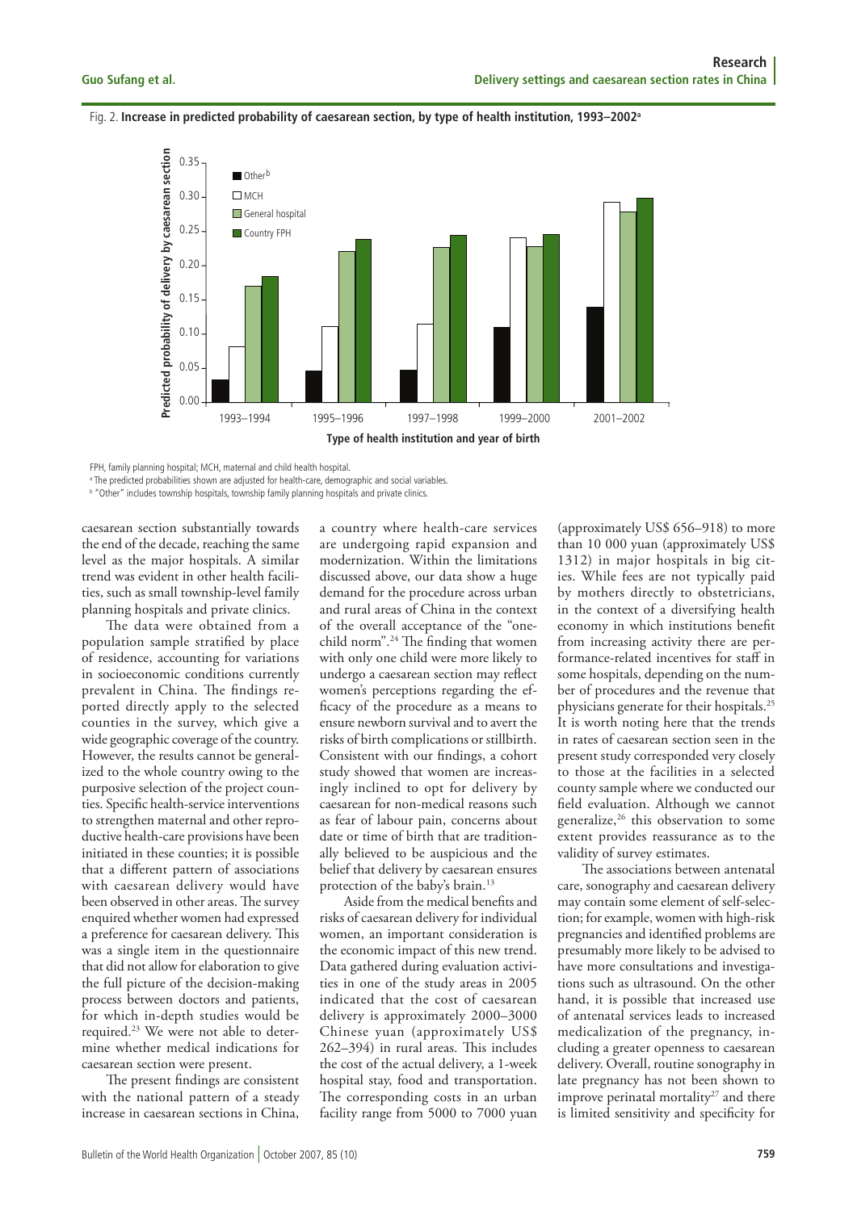Fig. 2. **Increase in predicted probability of caesarean section, by type of health institution, 1993–2002**[a]

Predicted probability of delivery by caesarean section

0.35
0.30
0.25
0.20
0.15
0.10
0.05
0.00

Other[b]
MCH
General hospital
Country FPH

1993–1994
1995–1996
1997–1998
1999–2000
2001–2002

Type of health institution and year of birth

FPH, family planning hospital; MCH, maternal and child health hospital.

[a] The predicted probabilities shown are adjusted for health-care, demographic and social variables.

[b] "Other" includes township hospitals, township family planning hospitals and private clinics.

caesarean section substantially towards the end of the decade, reaching the same level as the major hospitals. A similar trend was evident in other health facilities, such as small township-level family planning hospitals and private clinics.

The data were obtained from a population sample stratified by place of residence, accounting for variations in socioeconomic conditions currently prevalent in China. The findings reported directly apply to the selected counties in the survey, which give a wide geographic coverage of the country. However, the results cannot be generalized to the whole country owing to the purposive selection of the project counties. Specific health-service interventions to strengthen maternal and other reproductive health-care provisions have been initiated in these counties; it is possible that a different pattern of associations with caesarean delivery would have been observed in other areas. The survey enquired whether women had expressed a preference for caesarean delivery. This was a single item in the questionnaire that did not allow for elaboration to give the full picture of the decision-making process between doctors and patients, for which in-depth studies would be required.[23] We were not able to determine whether medical indications for caesarean section were present.

The present findings are consistent with the national pattern of a steady increase in caesarean sections in China, a country where health-care services are undergoing rapid expansion and modernization. Within the limitations discussed above, our data show a huge demand for the procedure across urban and rural areas of China in the context of the overall acceptance of the "one-child norm".[24] The finding that women with only one child were more likely to undergo a caesarean section may reflect women's perceptions regarding the efficacy of the procedure as a means to ensure newborn survival and to avert the risks of birth complications or stillbirth. Consistent with our findings, a cohort study showed that women are increasingly inclined to opt for delivery by caesarean for non-medical reasons such as fear of labour pain, concerns about date or time of birth that are traditionally believed to be auspicious and the belief that delivery by caesarean ensures protection of the baby's brain.[13]

Aside from the medical benefits and risks of caesarean delivery for individual women, an important consideration is the economic impact of this new trend. Data gathered during evaluation activities in one of the study areas in 2005 indicated that the cost of caesarean delivery is approximately 2000–3000 Chinese yuan (approximately US$ 262–394) in rural areas. This includes the cost of the actual delivery, a 1-week hospital stay, food and transportation. The corresponding costs in an urban facility range from 5000 to 7000 yuan (approximately US$ 656–918) to more than 10 000 yuan (approximately US$ 1312) in major hospitals in big cities. While fees are not typically paid by mothers directly to obstetricians, in the context of a diversifying health economy in which institutions benefit from increasing activity there are performance-related incentives for staff in some hospitals, depending on the number of procedures and the revenue that physicians generate for their hospitals.[25] It is worth noting here that the trends in rates of caesarean section seen in the present study corresponded very closely to those at the facilities in a selected county sample where we conducted our field evaluation. Although we cannot generalize,[26] this observation to some extent provides reassurance as to the validity of survey estimates.

The associations between antenatal care, sonography and caesarean delivery may contain some element of self-selection; for example, women with high-risk pregnancies and identified problems are presumably more likely to be advised to have more consultations and investigations such as ultrasound. On the other hand, it is possible that increased use of antenatal services leads to increased medicalization of the pregnancy, including a greater openness to caesarean delivery. Overall, routine sonography in late pregnancy has not been shown to improve perinatal mortality[27] and there is limited sensitivity and specificity for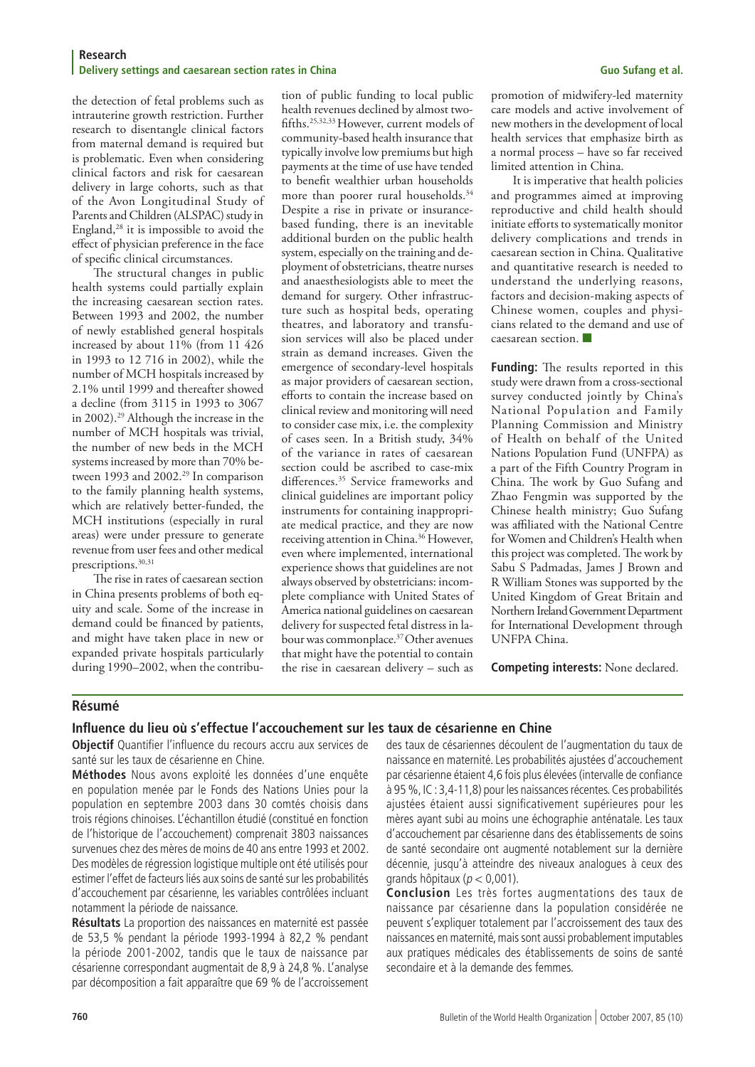the detection of fetal problems such as intrauterine growth restriction. Further research to disentangle clinical factors from maternal demand is required but is problematic. Even when considering clinical factors and risk for caesarean delivery in large cohorts, such as that of the Avon Longitudinal Study of Parents and Children (ALSPAC) study in England,[28] it is impossible to avoid the effect of physician preference in the face of specific clinical circumstances.

The structural changes in public health systems could partially explain the increasing caesarean section rates. Between 1993 and 2002, the number of newly established general hospitals increased by about 11% (from 11 426 in 1993 to 12 716 in 2002), while the number of MCH hospitals increased by 2.1% until 1999 and thereafter showed a decline (from 3115 in 1993 to 3067 in 2002).[29] Although the increase in the number of MCH hospitals was trivial, the number of new beds in the MCH systems increased by more than 70% between 1993 and 2002.[29] In comparison to the family planning health systems, which are relatively better-funded, the MCH institutions (especially in rural areas) were under pressure to generate revenue from user fees and other medical prescriptions.[30,31]

The rise in rates of caesarean section in China presents problems of both equity and scale. Some of the increase in demand could be financed by patients, and might have taken place in new or expanded private hospitals particularly during 1990–2002, when the contribution of public funding to local public health revenues declined by almost two-fifths.[25,32,33] However, current models of community-based health insurance that typically involve low premiums but high payments at the time of use have tended to benefit wealthier urban households more than poorer rural households.[34] Despite a rise in private or insurance-based funding, there is an inevitable additional burden on the public health system, especially on the training and deployment of obstetricians, theatre nurses and anaesthesiologists able to meet the demand for surgery. Other infrastructure such as hospital beds, operating theatres, and laboratory and transfusion services will also be placed under strain as demand increases. Given the emergence of secondary-level hospitals as major providers of caesarean section, efforts to contain the increase based on clinical review and monitoring will need to consider case mix, i.e. the complexity of cases seen. In a British study, 34% of the variance in rates of caesarean section could be ascribed to case-mix differences.[35] Service frameworks and clinical guidelines are important policy instruments for containing inappropriate medical practice, and they are now receiving attention in China.[36] However, even where implemented, international experience shows that guidelines are not always observed by obstetricians: incomplete compliance with United States of America national guidelines on caesarean delivery for suspected fetal distress in labour was commonplace.[37] Other avenues that might have the potential to contain the rise in caesarean delivery – such as promotion of midwifery-led maternity care models and active involvement of new mothers in the development of local health services that emphasize birth as a normal process – have so far received limited attention in China.

It is imperative that health policies and programmes aimed at improving reproductive and child health should initiate efforts to systematically monitor delivery complications and trends in caesarean section in China. Qualitative and quantitative research is needed to understand the underlying reasons, factors and decision-making aspects of Chinese women, couples and physicians related to the demand and use of caesarean section. ■

**Funding:** The results reported in this study were drawn from a cross-sectional survey conducted jointly by China's National Population and Family Planning Commission and Ministry of Health on behalf of the United Nations Population Fund (UNFPA) as a part of the Fifth Country Program in China. The work by Guo Sufang and Zhao Fengmin was supported by the Chinese health ministry; Guo Sufang was affiliated with the National Centre for Women and Children's Health when this project was completed. The work by Sabu S Padmadas, James J Brown and R William Stones was supported by the United Kingdom of Great Britain and Northern Ireland Government Department for International Development through UNFPA China.

**Competing interests:** None declared.

## Résumé

### Influence du lieu où s'effectue l'accouchement sur les taux de césarienne en Chine

**Objectif** Quantifier l'influence du recours accru aux services de santé sur les taux de césarienne en Chine.

**Méthodes** Nous avons exploité les données d'une enquête en population menée par le Fonds des Nations Unies pour la population en septembre 2003 dans 30 comtés choisis dans trois régions chinoises. L'échantillon étudié (constitué en fonction de l'historique de l'accouchement) comprenait 3803 naissances survenues chez des mères de moins de 40 ans entre 1993 et 2002. Des modèles de régression logistique multiple ont été utilisés pour estimer l'effet de facteurs liés aux soins de santé sur les probabilités d'accouchement par césarienne, les variables contrôlées incluant notamment la période de naissance.

**Résultats** La proportion des naissances en maternité est passée de 53,5 % pendant la période 1993-1994 à 82,2 % pendant la période 2001-2002, tandis que le taux de naissance par césarienne correspondant augmentait de 8,9 à 24,8 %. L'analyse par décomposition a fait apparaître que 69 % de l'accroissement des taux de césariennes découlent de l'augmentation du taux de naissance en maternité. Les probabilités ajustées d'accouchement par césarienne étaient 4,6 fois plus élevées (intervalle de confiance à 95 %, IC : 3,4-11,8) pour les naissances récentes. Ces probabilités ajustées étaient aussi significativement supérieures pour les mères ayant subi au moins une échographie anténatale. Les taux d'accouchement par césarienne dans des établissements de soins de santé secondaire ont augmenté notablement sur la dernière décennie, jusqu'à atteindre des niveaux analogues à ceux des grands hôpitaux ($p < 0,001$).

**Conclusion** Les très fortes augmentations des taux de naissance par césarienne dans la population considérée ne peuvent s'expliquer totalement par l'accroissement des taux des naissances en maternité, mais sont aussi probablement imputables aux pratiques médicales des établissements de soins de santé secondaire et à la demande des femmes.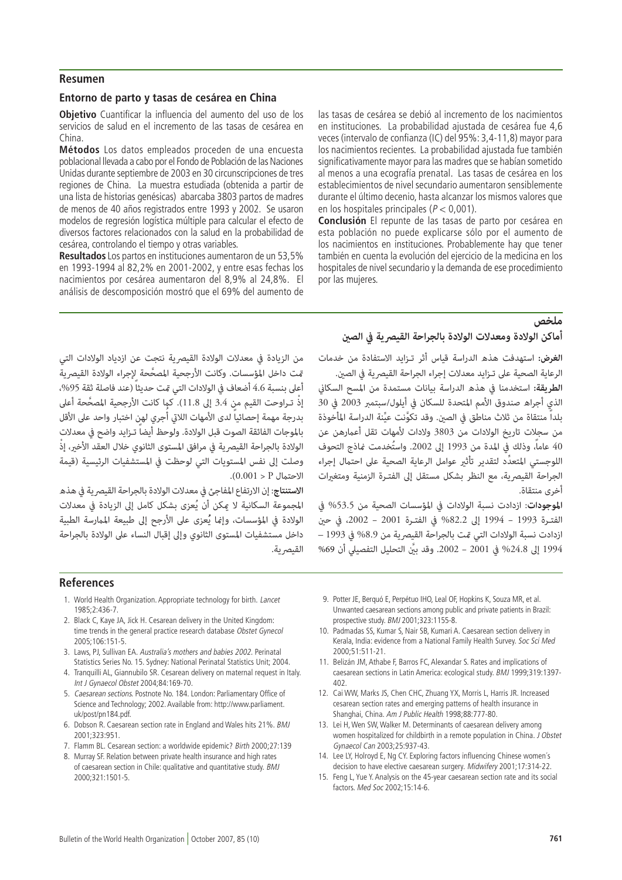## Resumen

### Entorno de parto y tasas de cesárea en China

**Objetivo** Cuantificar la influencia del aumento del uso de los servicios de salud en el incremento de las tasas de cesárea en China.

**Métodos** Los datos empleados proceden de una encuesta poblacional llevada a cabo por el Fondo de Población de las Naciones Unidas durante septiembre de 2003 en 30 circunscripciones de tres regiones de China. La muestra estudiada (obtenida a partir de una lista de historias genésicas) abarcaba 3803 partos de madres de menos de 40 años registrados entre 1993 y 2002. Se usaron modelos de regresión logística múltiple para calcular el efecto de diversos factores relacionados con la salud en la probabilidad de cesárea, controlando el tiempo y otras variables.

**Resultados** Los partos en instituciones aumentaron de un 53,5% en 1993-1994 al 82,2% en 2001-2002, y entre esas fechas los nacimientos por cesárea aumentaron del 8,9% al 24,8%. El análisis de descomposición mostró que el 69% del aumento de las tasas de cesárea se debió al incremento de los nacimientos en instituciones. La probabilidad ajustada de cesárea fue 4,6 veces (intervalo de confianza (IC) del 95%: 3,4-11,8) mayor para los nacimientos recientes. La probabilidad ajustada fue también significativamente mayor para las madres que se habían sometido al menos a una ecografía prenatal. Las tasas de cesárea en los establecimientos de nivel secundario aumentaron sensiblemente durante el último decenio, hasta alcanzar los mismos valores que en los hospitales principales ($P < 0,001$).

**Conclusión** El repunte de las tasas de parto por cesárea en esta población no puede explicarse sólo por el aumento de los nacimientos en instituciones. Probablemente hay que tener también en cuenta la evolución del ejercicio de la medicina en los hospitales de nivel secundario y la demanda de ese procedimiento por las mujeres.

## ملخص

### أماكن الولادة ومعدلات الولادة بالجراحة القيصرية في الصين

**الغرض:** استهدفت هذه الدراسة قياس أثر تـزايد الاستفادة من خدمات الرعاية الصحية على تـزايد معدلات إجراء الجراحة القيصرية في الصين.

**الطريقة:** استخدمنا في هذه الدراسة بيانات مستمدة من المسح السكاني الذي أجراه صندوق الأمم المتحدة للسكان في أيلول/سبتمبر 2003 في 30 بلداً منتقاة من ثلاث مناطق في الصين. وقد تكوَّنت عيِّنة الدراسة المأخوذة من سجلات تاريخ الولادات من 3803 ولادات لأمهات تقل أعمارهن عن 40 عاماً، وذلك في المدة من 1993 إلى 2002. واستُخدمت نماذج التحوف اللوجستي المتعدِّد لتقدير تأثير عوامل الرعاية الصحية على احتمال إجراء الجراحة القيصرية، مع النظر بشكل مستقل إلى الفتـرة الزمنية ومتغيرات أخرى منتقاة.

**الموجودات:** ازدادت نسبة الولادات في المؤسسات الصحية من 53.5% في الفتـرة 1993 – 1994 إلى 82.2% في الفتـرة 2001 – 2002، في حين ازدادت نسبة الولادات التي تمت بالجراحة القيصرية من 8.9% في 1993 – 1994 إلى 24.8% في 2001 – 2002. وقد بيَّن التحليل التفصيلي أن 69% من الزيادة في معدلات الولادة القيصرية نتجت عن ازدياد الولادات التي تمت داخل المؤسسات. وكانت الأرجحية المصحَّحة لإجراء الولادة القيصرية أعلى بنسبة 4.6 أضعاف في الولادات التي تمت حديثاً (عند فاصلة ثقة 95%، إذْ تـراوحت القيم من 3.4 إلى 11.8). كما كانت الأرجحية المصحَّحة أعلى بدرجة مهمة إحصائياً لدى الأمهات اللاتي أُجري لهن اختبار واحد على الأقل بالموجات الفائقة الصوت قبل الولادة. ولوحظ أيضاً تـزايد واضح في معدلات الولادة بالجراحة القيصرية في مرافق المستوى الثانوي خلال العقد الأخير، إذْ وصلت إلى نفس المستويات التي لوحظت في المستشفيات الرئيسية (قيمة الاحتمال $P < 0.001$).

**الاستنتاج:** إن الارتفاع المفاجئ في معدلات الولادة بالجراحة القيصرية في هذه المجموعة السكانية لا يمكن أن يُعزى بشكل كامل إلى الزيادة في معدلات الولادة في المؤسسات، وإنما يُعزى على الأرجح إلى طبيعة الممارسة الطبية داخل مستشفيات المستوى الثانوي وإلى إقبال النساء على الولادة بالجراحة القيصرية.

## References

1. World Health Organization. Appropriate technology for birth. *Lancet* 1985;2:436-7.
2. Black C, Kaye JA, Jick H. Cesarean delivery in the United Kingdom: time trends in the general practice research database *Obstet Gynecol* 2005;106:151-5.
3. Laws, PJ, Sullivan EA. *Australia's mothers and babies 2002*. Perinatal Statistics Series No. 15. Sydney: National Perinatal Statistics Unit; 2004.
4. Tranquilli AL, Giannubilo SR. Cesarean delivery on maternal request in Italy. *Int J Gynaecol Obstet* 2004;84:169-70.
5. *Caesarean sections*. Postnote No. 184. London: Parliamentary Office of Science and Technology; 2002. Available from: http://www.parliament.uk/post/pn184.pdf.
6. Dobson R. Caesarean section rate in England and Wales hits 21%. *BMJ* 2001;323:951.
7. Flamm BL. Cesarean section: a worldwide epidemic? *Birth* 2000;27:139
8. Murray SF. Relation between private health insurance and high rates of caesarean section in Chile: qualitative and quantitative study. *BMJ* 2000;321:1501-5.
9. Potter JE, Berquó E, Perpétuo IHO, Leal OF, Hopkins K, Souza MR, et al. Unwanted caesarean sections among public and private patients in Brazil: prospective study. *BMJ* 2001;323:1155-8.
10. Padmadas SS, Kumar S, Nair SB, Kumari A. Caesarean section delivery in Kerala, India: evidence from a National Family Health Survey. *Soc Sci Med* 2000;51:511-21.
11. Belizán JM, Athabe F, Barros FC, Alexandar S. Rates and implications of caesarean sections in Latin America: ecological study. *BMJ* 1999;319:1397-402.
12. Cai WW, Marks JS, Chen CHC, Zhuang YX, Morris L, Harris JR. Increased cesarean section rates and emerging patterns of health insurance in Shanghai, China. *Am J Public Health* 1998;88:777-80.
13. Lei H, Wen SW, Walker M. Determinants of caesarean delivery among women hospitalized for childbirth in a remote population in China. *J Obstet Gynaecol Can* 2003;25:937-43.
14. Lee LY, Holroyd E, Ng CY. Exploring factors influencing Chinese women´s decision to have elective caesarean surgery. *Midwifery* 2001;17:314-22.
15. Feng L, Yue Y. Analysis on the 45-year caesarean section rate and its social factors. *Med Soc* 2002;15:14-6.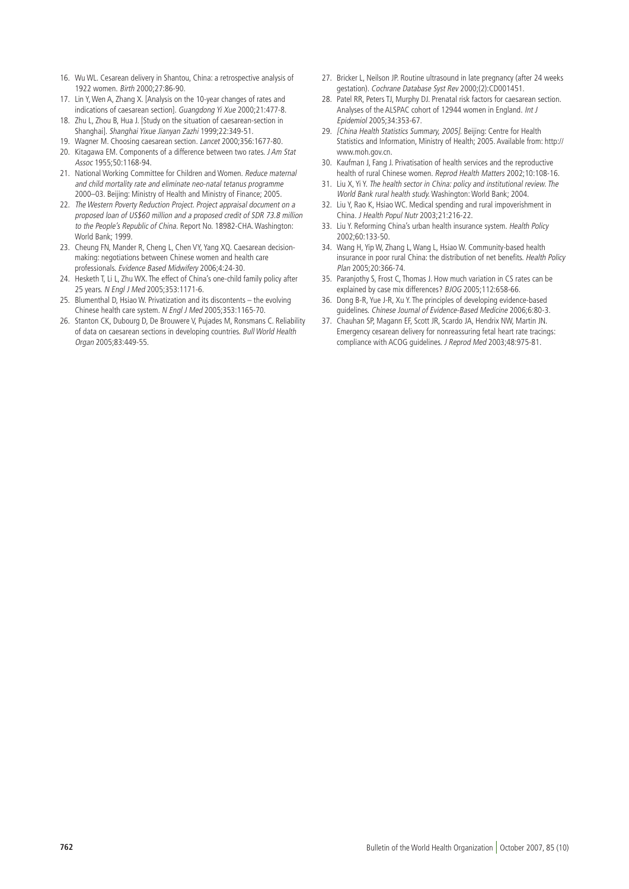16. Wu WL. Cesarean delivery in Shantou, China: a retrospective analysis of 1922 women. *Birth* 2000;27:86-90.
17. Lin Y, Wen A, Zhang X. [Analysis on the 10-year changes of rates and indications of caesarean section]. *Guangdong Yi Xue* 2000;21:477-8.
18. Zhu L, Zhou B, Hua J. [Study on the situation of caesarean-section in Shanghai]. *Shanghai Yixue Jianyan Zazhi* 1999;22:349-51.
19. Wagner M. Choosing caesarean section. *Lancet* 2000;356:1677-80.
20. Kitagawa EM. Components of a difference between two rates. *J Am Stat Assoc* 1955;50:1168-94.
21. National Working Committee for Children and Women. *Reduce maternal and child mortality rate and eliminate neo-natal tetanus programme* 2000–03. Beijing: Ministry of Health and Ministry of Finance; 2005.
22. *The Western Poverty Reduction Project. Project appraisal document on a proposed loan of US$60 million and a proposed credit of SDR 73.8 million to the People's Republic of China.* Report No. 18982-CHA. Washington: World Bank; 1999.
23. Cheung FN, Mander R, Cheng L, Chen VY, Yang XQ. Caesarean decision-making: negotiations between Chinese women and health care professionals. *Evidence Based Midwifery* 2006;4:24-30.
24. Hesketh T, Li L, Zhu WX. The effect of China's one-child family policy after 25 years. *N Engl J Med* 2005;353:1171-6.
25. Blumenthal D, Hsiao W. Privatization and its discontents – the evolving Chinese health care system. *N Engl J Med* 2005;353:1165-70.
26. Stanton CK, Dubourg D, De Brouwere V, Pujades M, Ronsmans C. Reliability of data on caesarean sections in developing countries. *Bull World Health Organ* 2005;83:449-55.
27. Bricker L, Neilson JP. Routine ultrasound in late pregnancy (after 24 weeks gestation). *Cochrane Database Syst Rev* 2000;(2):CD001451.
28. Patel RR, Peters TJ, Murphy DJ. Prenatal risk factors for caesarean section. Analyses of the ALSPAC cohort of 12944 women in England. *Int J Epidemiol* 2005;34:353-67.
29. *[China Health Statistics Summary, 2005].* Beijing: Centre for Health Statistics and Information, Ministry of Health; 2005. Available from: http://www.moh.gov.cn.
30. Kaufman J, Fang J. Privatisation of health services and the reproductive health of rural Chinese women. *Reprod Health Matters* 2002;10:108-16.
31. Liu X, Yi Y. *The health sector in China: policy and institutional review. The World Bank rural health study.* Washington: World Bank; 2004.
32. Liu Y, Rao K, Hsiao WC. Medical spending and rural impoverishment in China. *J Health Popul Nutr* 2003;21:216-22.
33. Liu Y. Reforming China's urban health insurance system. *Health Policy* 2002;60:133-50.
34. Wang H, Yip W, Zhang L, Wang L, Hsiao W. Community-based health insurance in poor rural China: the distribution of net benefits. *Health Policy Plan* 2005;20:366-74.
35. Paranjothy S, Frost C, Thomas J. How much variation in CS rates can be explained by case mix differences? *BJOG* 2005;112:658-66.
36. Dong B-R, Yue J-R, Xu Y. The principles of developing evidence-based guidelines. *Chinese Journal of Evidence-Based Medicine* 2006;6:80-3.
37. Chauhan SP, Magann EF, Scott JR, Scardo JA, Hendrix NW, Martin JN. Emergency cesarean delivery for nonreassuring fetal heart rate tracings: compliance with ACOG guidelines. *J Reprod Med* 2003;48:975-81.